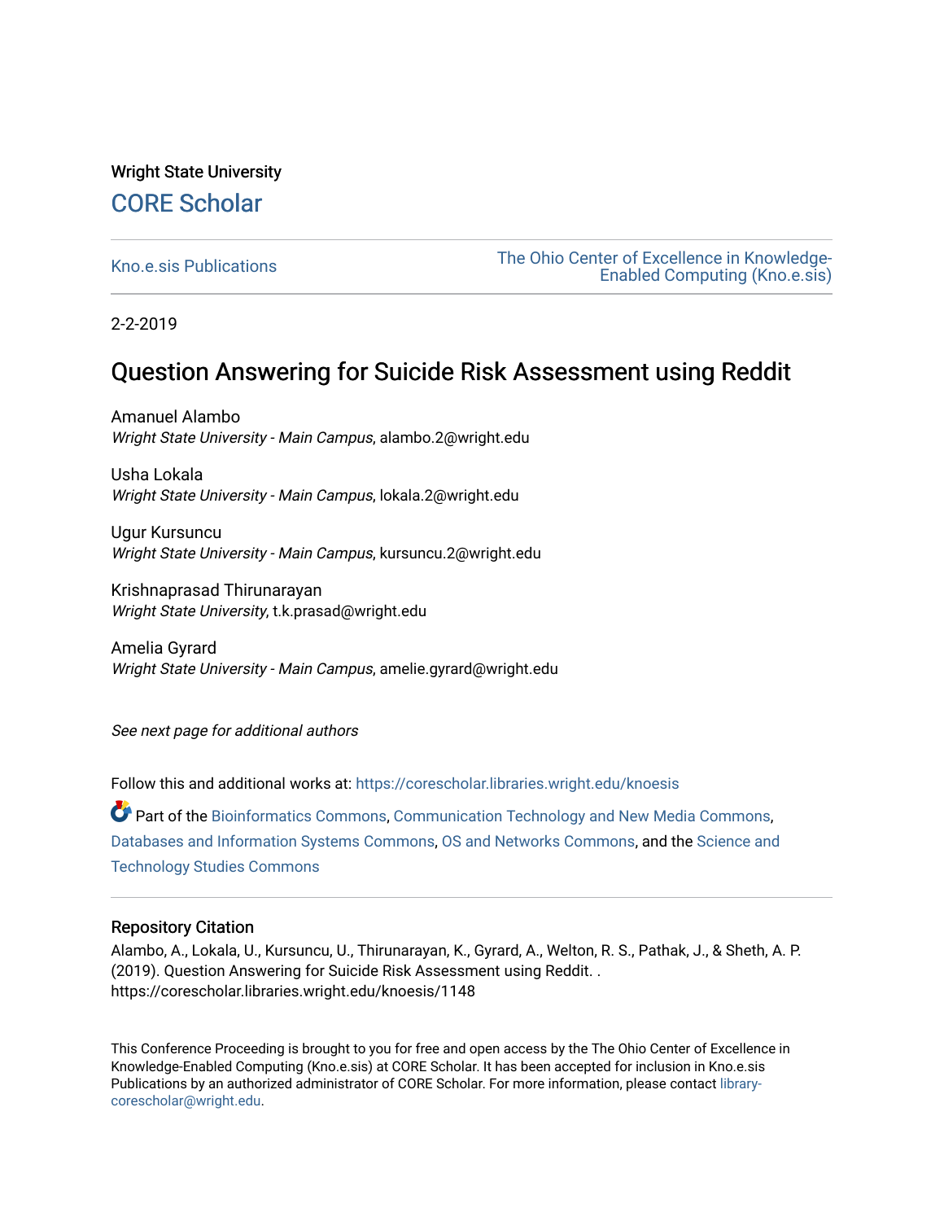Wright State University

# CORE Scholar

Kno.e.sis Publications

The Ohio Center of Excellence in Knowledge-Enabled Computing (Kno.e.sis)

2-2-2019

## Question Answering for Suicide Risk Assessment using Reddit

Amanuel Alambo
*Wright State University - Main Campus*, alambo.2@wright.edu

Usha Lokala
*Wright State University - Main Campus*, lokala.2@wright.edu

Ugur Kursuncu
*Wright State University - Main Campus*, kursuncu.2@wright.edu

Krishnaprasad Thirunarayan
*Wright State University*, t.k.prasad@wright.edu

Amelia Gyrard
*Wright State University - Main Campus*, amelie.gyrard@wright.edu

*See next page for additional authors*

Follow this and additional works at: https://corescholar.libraries.wright.edu/knoesis

Part of the Bioinformatics Commons, Communication Technology and New Media Commons, Databases and Information Systems Commons, OS and Networks Commons, and the Science and Technology Studies Commons

### Repository Citation

Alambo, A., Lokala, U., Kursuncu, U., Thirunarayan, K., Gyrard, A., Welton, R. S., Pathak, J., & Sheth, A. P. (2019). Question Answering for Suicide Risk Assessment using Reddit. . https://corescholar.libraries.wright.edu/knoesis/1148

This Conference Proceeding is brought to you for free and open access by the The Ohio Center of Excellence in Knowledge-Enabled Computing (Kno.e.sis) at CORE Scholar. It has been accepted for inclusion in Kno.e.sis Publications by an authorized administrator of CORE Scholar. For more information, please contact library-corescholar@wright.edu.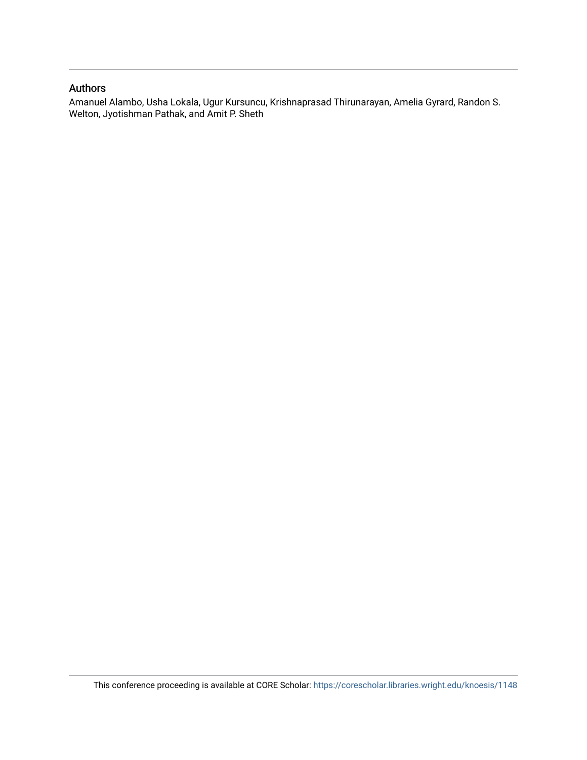## Authors

Amanuel Alambo, Usha Lokala, Ugur Kursuncu, Krishnaprasad Thirunarayan, Amelia Gyrard, Randon S. Welton, Jyotishman Pathak, and Amit P. Sheth

This conference proceeding is available at CORE Scholar: https://corescholar.libraries.wright.edu/knoesis/1148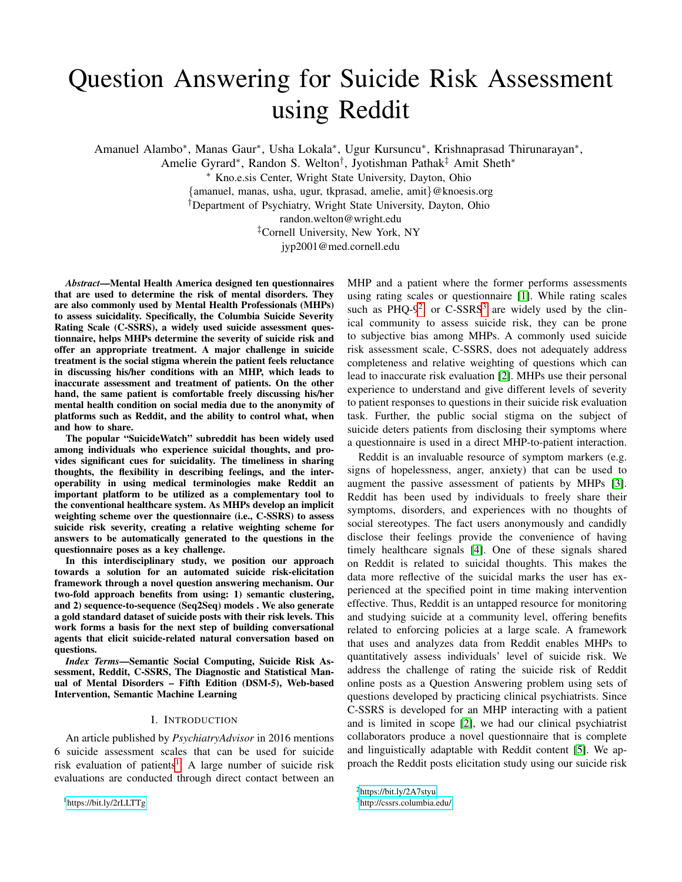# Question Answering for Suicide Risk Assessment using Reddit

Amanuel Alambo[*], Manas Gaur[*], Usha Lokala[*], Ugur Kursuncu[*], Krishnaprasad Thirunarayan[*], Amelie Gyrard[*], Randon S. Welton[†], Jyotishman Pathak[‡] Amit Sheth[*]

[*] Kno.e.sis Center, Wright State University, Dayton, Ohio
{amanuel, manas, usha, ugur, tkprasad, amelie, amit}@knoesis.org
[†]Department of Psychiatry, Wright State University, Dayton, Ohio
randon.welton@wright.edu
[‡]Cornell University, New York, NY
jyp2001@med.cornell.edu

***Abstract*—Mental Health America designed ten questionnaires that are used to determine the risk of mental disorders. They are also commonly used by Mental Health Professionals (MHPs) to assess suicidality. Specifically, the Columbia Suicide Severity Rating Scale (C-SSRS), a widely used suicide assessment questionnaire, helps MHPs determine the severity of suicide risk and offer an appropriate treatment. A major challenge in suicide treatment is the social stigma wherein the patient feels reluctance in discussing his/her conditions with an MHP, which leads to inaccurate assessment and treatment of patients. On the other hand, the same patient is comfortable freely discussing his/her mental health condition on social media due to the anonymity of platforms such as Reddit, and the ability to control what, when and how to share.**

**The popular "SuicideWatch" subreddit has been widely used among individuals who experience suicidal thoughts, and provides significant cues for suicidality. The timeliness in sharing thoughts, the flexibility in describing feelings, and the interoperability in using medical terminologies make Reddit an important platform to be utilized as a complementary tool to the conventional healthcare system. As MHPs develop an implicit weighting scheme over the questionnaire (i.e., C-SSRS) to assess suicide risk severity, creating a relative weighting scheme for answers to be automatically generated to the questions in the questionnaire poses as a key challenge.**

**In this interdisciplinary study, we position our approach towards a solution for an automated suicide risk-elicitation framework through a novel question answering mechanism. Our two-fold approach benefits from using: 1) semantic clustering, and 2) sequence-to-sequence (Seq2Seq) models . We also generate a gold standard dataset of suicide posts with their risk levels. This work forms a basis for the next step of building conversational agents that elicit suicide-related natural conversation based on questions.**

***Index Terms*—Semantic Social Computing, Suicide Risk Assessment, Reddit, C-SSRS, The Diagnostic and Statistical Manual of Mental Disorders – Fifth Edition (DSM-5), Web-based Intervention, Semantic Machine Learning**

## I. Introduction

An article published by *PsychiatryAdvisor* in 2016 mentions 6 suicide assessment scales that can be used for suicide risk evaluation of patients[1]. A large number of suicide risk evaluations are conducted through direct contact between an MHP and a patient where the former performs assessments using rating scales or questionnaire [1]. While rating scales such as PHQ-9[2] or C-SSRS[3] are widely used by the clinical community to assess suicide risk, they can be prone to subjective bias among MHPs. A commonly used suicide risk assessment scale, C-SSRS, does not adequately address completeness and relative weighting of questions which can lead to inaccurate risk evaluation [2]. MHPs use their personal experience to understand and give different levels of severity to patient responses to questions in their suicide risk evaluation task. Further, the public social stigma on the subject of suicide deters patients from disclosing their symptoms where a questionnaire is used in a direct MHP-to-patient interaction.

Reddit is an invaluable resource of symptom markers (e.g. signs of hopelessness, anger, anxiety) that can be used to augment the passive assessment of patients by MHPs [3]. Reddit has been used by individuals to freely share their symptoms, disorders, and experiences with no thoughts of social stereotypes. The fact users anonymously and candidly disclose their feelings provide the convenience of having timely healthcare signals [4]. One of these signals shared on Reddit is related to suicidal thoughts. This makes the data more reflective of the suicidal marks the user has experienced at the specified point in time making intervention effective. Thus, Reddit is an untapped resource for monitoring and studying suicide at a community level, offering benefits related to enforcing policies at a large scale. A framework that uses and analyzes data from Reddit enables MHPs to quantitatively assess individuals' level of suicide risk. We address the challenge of rating the suicide risk of Reddit online posts as a Question Answering problem using sets of questions developed by practicing clinical psychiatrists. Since C-SSRS is developed for an MHP interacting with a patient and is limited in scope [2], we had our clinical psychiatrist collaborators produce a novel questionnaire that is complete and linguistically adaptable with Reddit content [5]. We approach the Reddit posts elicitation study using our suicide risk

[1]https://bit.ly/2rLLTTg

[2]https://bit.ly/2A7styu

[3]http://cssrs.columbia.edu/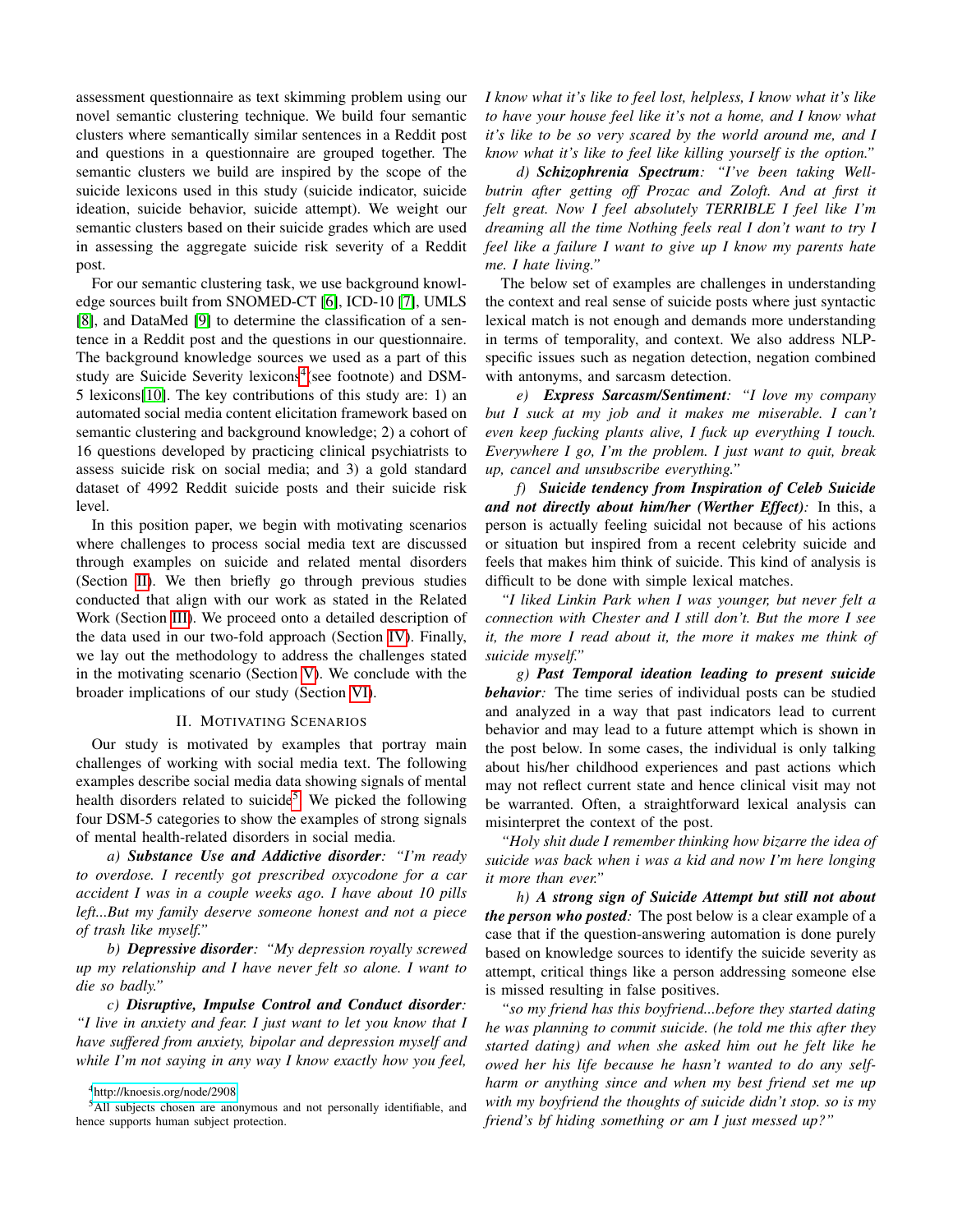assessment questionnaire as text skimming problem using our novel semantic clustering technique. We build four semantic clusters where semantically similar sentences in a Reddit post and questions in a questionnaire are grouped together. The semantic clusters we build are inspired by the scope of the suicide lexicons used in this study (suicide indicator, suicide ideation, suicide behavior, suicide attempt). We weight our semantic clusters based on their suicide grades which are used in assessing the aggregate suicide risk severity of a Reddit post.

For our semantic clustering task, we use background knowledge sources built from SNOMED-CT [6], ICD-10 [7], UMLS [8], and DataMed [9] to determine the classification of a sentence in a Reddit post and the questions in our questionnaire. The background knowledge sources we used as a part of this study are Suicide Severity lexicons[4](see footnote) and DSM-5 lexicons[10]. The key contributions of this study are: 1) an automated social media content elicitation framework based on semantic clustering and background knowledge; 2) a cohort of 16 questions developed by practicing clinical psychiatrists to assess suicide risk on social media; and 3) a gold standard dataset of 4992 Reddit suicide posts and their suicide risk level.

In this position paper, we begin with motivating scenarios where challenges to process social media text are discussed through examples on suicide and related mental disorders (Section II). We then briefly go through previous studies conducted that align with our work as stated in the Related Work (Section III). We proceed onto a detailed description of the data used in our two-fold approach (Section IV). Finally, we lay out the methodology to address the challenges stated in the motivating scenario (Section V). We conclude with the broader implications of our study (Section VI).

## II. Motivating Scenarios

Our study is motivated by examples that portray main challenges of working with social media text. The following examples describe social media data showing signals of mental health disorders related to suicide[5]. We picked the following four DSM-5 categories to show the examples of strong signals of mental health-related disorders in social media.

*a) **Substance Use and Addictive disorder**: "I'm ready to overdose. I recently got prescribed oxycodone for a car accident I was in a couple weeks ago. I have about 10 pills left...But my family deserve someone honest and not a piece of trash like myself."*

*b) **Depressive disorder**: "My depression royally screwed up my relationship and I have never felt so alone. I want to die so badly."*

*c) **Disruptive, Impulse Control and Conduct disorder**: "I live in anxiety and fear. I just want to let you know that I have suffered from anxiety, bipolar and depression myself and while I'm not saying in any way I know exactly how you feel, I know what it's like to feel lost, helpless, I know what it's like to have your house feel like it's not a home, and I know what it's like to be so very scared by the world around me, and I know what it's like to feel like killing yourself is the option."*

*d) **Schizophrenia Spectrum**: "I've been taking Wellbutrin after getting off Prozac and Zoloft. And at first it felt great. Now I feel absolutely TERRIBLE I feel like I'm dreaming all the time Nothing feels real I don't want to try I feel like a failure I want to give up I know my parents hate me. I hate living."*

The below set of examples are challenges in understanding the context and real sense of suicide posts where just syntactic lexical match is not enough and demands more understanding in terms of temporality, and context. We also address NLP-specific issues such as negation detection, negation combined with antonyms, and sarcasm detection.

*e) **Express Sarcasm/Sentiment**: "I love my company but I suck at my job and it makes me miserable. I can't even keep fucking plants alive, I fuck up everything I touch. Everywhere I go, I'm the problem. I just want to quit, break up, cancel and unsubscribe everything."*

*f) **Suicide tendency from Inspiration of Celeb Suicide and not directly about him/her (Werther Effect)**:* In this, a person is actually feeling suicidal not because of his actions or situation but inspired from a recent celebrity suicide and feels that makes him think of suicide. This kind of analysis is difficult to be done with simple lexical matches.

*"I liked Linkin Park when I was younger, but never felt a connection with Chester and I still don't. But the more I see it, the more I read about it, the more it makes me think of suicide myself."*

*g) **Past Temporal ideation leading to present suicide behavior**:* The time series of individual posts can be studied and analyzed in a way that past indicators lead to current behavior and may lead to a future attempt which is shown in the post below. In some cases, the individual is only talking about his/her childhood experiences and past actions which may not reflect current state and hence clinical visit may not be warranted. Often, a straightforward lexical analysis can misinterpret the context of the post.

*"Holy shit dude I remember thinking how bizarre the idea of suicide was back when i was a kid and now I'm here longing it more than ever."*

*h) **A strong sign of Suicide Attempt but still not about the person who posted**:* The post below is a clear example of a case that if the question-answering automation is done purely based on knowledge sources to identify the suicide severity as attempt, critical things like a person addressing someone else is missed resulting in false positives.

*"so my friend has this boyfriend...before they started dating he was planning to commit suicide. (he told me this after they started dating) and when she asked him out he felt like he owed her his life because he hasn't wanted to do any self-harm or anything since and when my best friend set me up with my boyfriend the thoughts of suicide didn't stop. so is my friend's bf hiding something or am I just messed up?"*

---

[4] http://knoesis.org/node/2908

[5] All subjects chosen are anonymous and not personally identifiable, and hence supports human subject protection.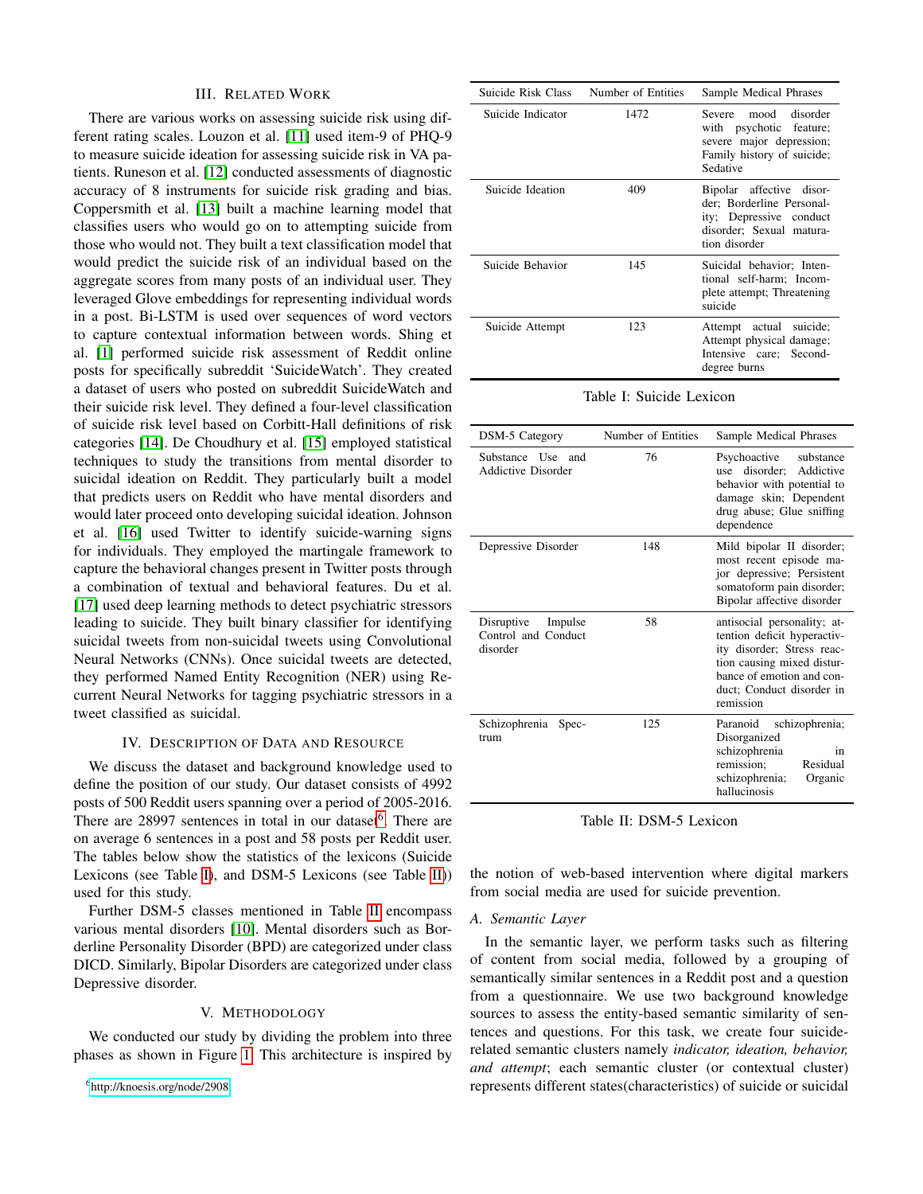## III. Related Work

There are various works on assessing suicide risk using different rating scales. Louzon et al. [11] used item-9 of PHQ-9 to measure suicide ideation for assessing suicide risk in VA patients. Runeson et al. [12] conducted assessments of diagnostic accuracy of 8 instruments for suicide risk grading and bias. Coppersmith et al. [13] built a machine learning model that classifies users who would go on to attempting suicide from those who would not. They built a text classification model that would predict the suicide risk of an individual based on the aggregate scores from many posts of an individual user. They leveraged Glove embeddings for representing individual words in a post. Bi-LSTM is used over sequences of word vectors to capture contextual information between words. Shing et al. [1] performed suicide risk assessment of Reddit online posts for specifically subreddit 'SuicideWatch'. They created a dataset of users who posted on subreddit SuicideWatch and their suicide risk level. They defined a four-level classification of suicide risk level based on Corbitt-Hall definitions of risk categories [14]. De Choudhury et al. [15] employed statistical techniques to study the transitions from mental disorder to suicidal ideation on Reddit. They particularly built a model that predicts users on Reddit who have mental disorders and would later proceed onto developing suicidal ideation. Johnson et al. [16] used Twitter to identify suicide-warning signs for individuals. They employed the martingale framework to capture the behavioral changes present in Twitter posts through a combination of textual and behavioral features. Du et al. [17] used deep learning methods to detect psychiatric stressors leading to suicide. They built binary classifier for identifying suicidal tweets from non-suicidal tweets using Convolutional Neural Networks (CNNs). Once suicidal tweets are detected, they performed Named Entity Recognition (NER) using Recurrent Neural Networks for tagging psychiatric stressors in a tweet classified as suicidal.

## IV. Description of Data and Resource

We discuss the dataset and background knowledge used to define the position of our study. Our dataset consists of 4992 posts of 500 Reddit users spanning over a period of 2005-2016. There are 28997 sentences in total in our dataset[6]. There are on average 6 sentences in a post and 58 posts per Reddit user. The tables below show the statistics of the lexicons (Suicide Lexicons (see Table I), and DSM-5 Lexicons (see Table II)) used for this study.

| Suicide Risk Class | Number of Entities | Sample Medical Phrases |
|---|---|---|
| Suicide Indicator | 1472 | Severe mood disorder with psychotic feature; severe major depression; Family history of suicide; Sedative |
| Suicide Ideation | 409 | Bipolar affective disorder; Borderline Personality; Depressive conduct disorder; Sexual maturation disorder |
| Suicide Behavior | 145 | Suicidal behavior; Intentional self-harm; Incomplete attempt; Threatening suicide |
| Suicide Attempt | 123 | Attempt actual suicide; Attempt physical damage; Intensive care; Second-degree burns |

Table I: Suicide Lexicon

| DSM-5 Category | Number of Entities | Sample Medical Phrases |
|---|---|---|
| Substance Use and Addictive Disorder | 76 | Psychoactive substance use disorder; Addictive behavior with potential to damage skin; Dependent drug abuse; Glue sniffing dependence |
| Depressive Disorder | 148 | Mild bipolar II disorder; most recent episode major depressive; Persistent somatoform pain disorder; Bipolar affective disorder |
| Disruptive Impulse Control and Conduct disorder | 58 | antisocial personality; attention deficit hyperactivity disorder; Stress reaction causing mixed disturbance of emotion and conduct; Conduct disorder in remission |
| Schizophrenia Spectrum | 125 | Paranoid schizophrenia; Disorganized schizophrenia in remission; Residual schizophrenia; Organic hallucinosis |

Table II: DSM-5 Lexicon

Further DSM-5 classes mentioned in Table II encompass various mental disorders [10]. Mental disorders such as Borderline Personality Disorder (BPD) are categorized under class DICD. Similarly, Bipolar Disorders are categorized under class Depressive disorder.

## V. Methodology

We conducted our study by dividing the problem into three phases as shown in Figure 1. This architecture is inspired by the notion of web-based intervention where digital markers from social media are used for suicide prevention.

### A. Semantic Layer

In the semantic layer, we perform tasks such as filtering of content from social media, followed by a grouping of semantically similar sentences in a Reddit post and a question from a questionnaire. We use two background knowledge sources to assess the entity-based semantic similarity of sentences and questions. For this task, we create four suicide-related semantic clusters namely *indicator, ideation, behavior, and attempt*; each semantic cluster (or contextual cluster) represents different states(characteristics) of suicide or suicidal

[6] http://knoesis.org/node/2908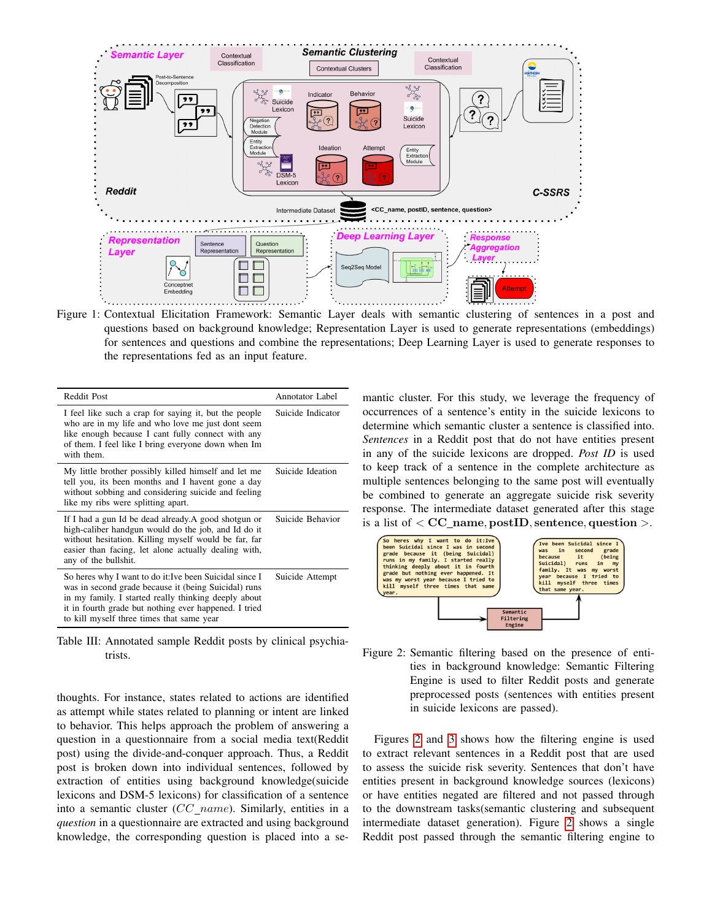Figure 1: Contextual Elicitation Framework: Semantic Layer deals with semantic clustering of sentences in a post and questions based on background knowledge; Representation Layer is used to generate representations (embeddings) for sentences and questions and combine the representations; Deep Learning Layer is used to generate responses to the representations fed as an input feature.

| Reddit Post | Annotator Label |
|---|---|
| I feel like such a crap for saying it, but the people who are in my life and who love me just dont seem like enough because I cant fully connect with any of them. I feel like I bring everyone down when Im with them. | Suicide Indicator |
| My little brother possibly killed himself and let me tell you, its been months and I havent gone a day without sobbing and considering suicide and feeling like my ribs were splitting apart. | Suicide Ideation |
| If I had a gun Id be dead already.A good shotgun or high-caliber handgun would do the job, and Id do it without hesitation. Killing myself would be far, far easier than facing, let alone actually dealing with, any of the bullshit. | Suicide Behavior |
| So heres why I want to do it:Ive been Suicidal since I was in second grade because it (being Suicidal) runs in my family. I started really thinking deeply about it in fourth grade but nothing ever happened. I tried to kill myself three times that same year | Suicide Attempt |

Table III: Annotated sample Reddit posts by clinical psychiatrists.

thoughts. For instance, states related to actions are identified as attempt while states related to planning or intent are linked to behavior. This helps approach the problem of answering a question in a questionnaire from a social media text(Reddit post) using the divide-and-conquer approach. Thus, a Reddit post is broken down into individual sentences, followed by extraction of entities using background knowledge(suicide lexicons and DSM-5 lexicons) for classification of a sentence into a semantic cluster ($CC\_name$). Similarly, entities in a *question* in a questionnaire are extracted and using background knowledge, the corresponding question is placed into a semantic cluster. For this study, we leverage the frequency of occurrences of a sentence's entity in the suicide lexicons to determine which semantic cluster a sentence is classified into. *Sentences* in a Reddit post that do not have entities present in any of the suicide lexicons are dropped. *Post ID* is used to keep track of a sentence in the complete architecture as multiple sentences belonging to the same post will eventually be combined to generate an aggregate suicide risk severity response. The intermediate dataset generated after this stage is a list of $<$ **CC_name, postID, sentence, question** $>$.

Figure 2: Semantic filtering based on the presence of entities in background knowledge: Semantic Filtering Engine is used to filter Reddit posts and generate preprocessed posts (sentences with entities present in suicide lexicons are passed).

Figures 2 and 3 shows how the filtering engine is used to extract relevant sentences in a Reddit post that are used to assess the suicide risk severity. Sentences that don't have entities present in background knowledge sources (lexicons) or have entities negated are filtered and not passed through to the downstream tasks(semantic clustering and subsequent intermediate dataset generation). Figure 2 shows a single Reddit post passed through the semantic filtering engine to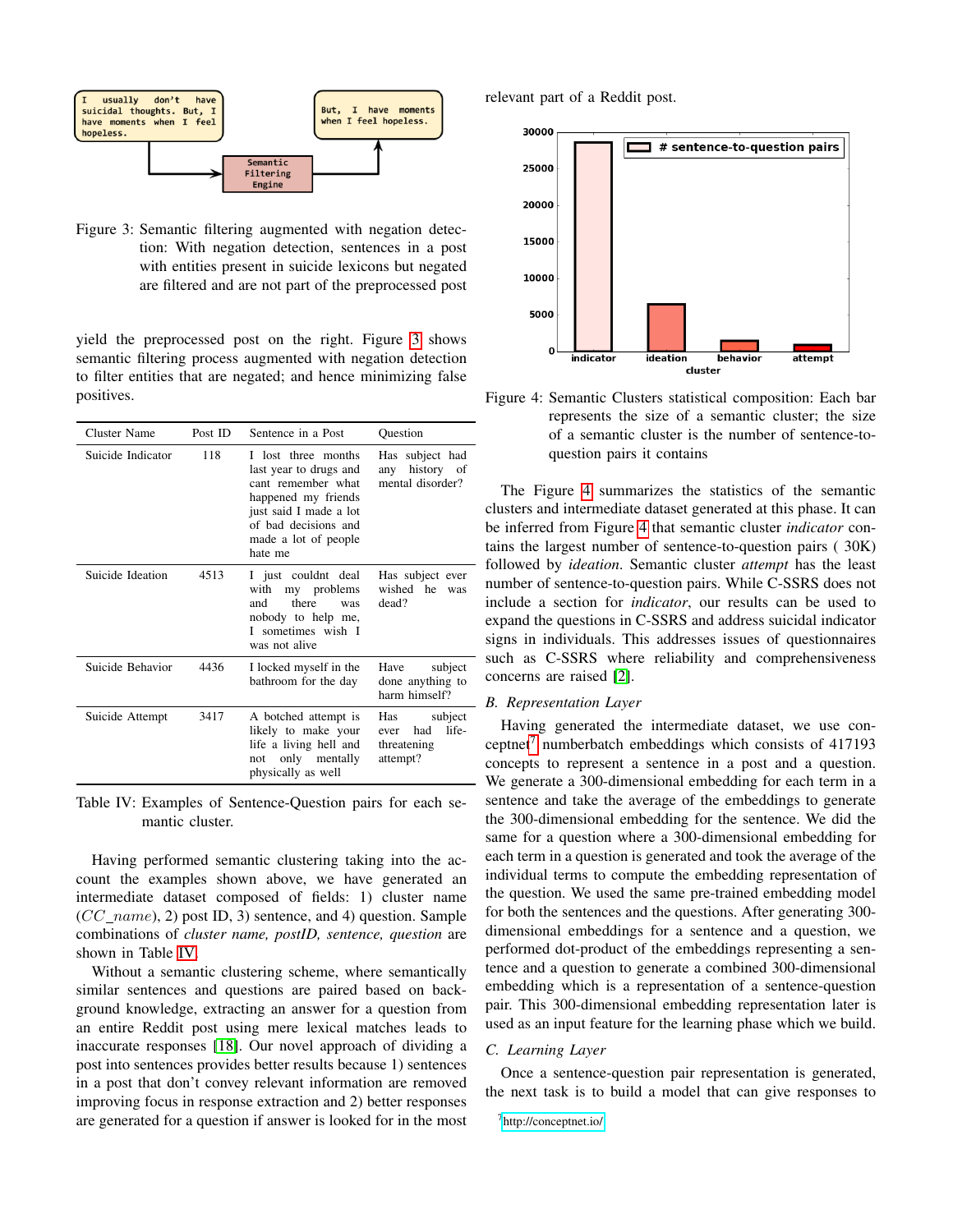Figure 3: Semantic filtering augmented with negation detection: With negation detection, sentences in a post with entities present in suicide lexicons but negated are filtered and are not part of the preprocessed post

yield the preprocessed post on the right. Figure 3 shows semantic filtering process augmented with negation detection to filter entities that are negated; and hence minimizing false positives.

| Cluster Name | Post ID | Sentence in a Post | Question |
|---|---|---|---|
| Suicide Indicator | 118 | I lost three months last year to drugs and cant remember what happened my friends just said I made a lot of bad decisions and made a lot of people hate me | Has subject had any history of mental disorder? |
| Suicide Ideation | 4513 | I just couldnt deal with my problems and there was nobody to help me, I sometimes wish I was not alive | Has subject ever wished he was dead? |
| Suicide Behavior | 4436 | I locked myself in the bathroom for the day | Have subject done anything to harm himself? |
| Suicide Attempt | 3417 | A botched attempt is likely to make your life a living hell and not only mentally physically as well | Has subject ever had life-threatening attempt? |

Table IV: Examples of Sentence-Question pairs for each semantic cluster.

Having performed semantic clustering taking into the account the examples shown above, we have generated an intermediate dataset composed of fields: 1) cluster name ($CC\_name$), 2) post ID, 3) sentence, and 4) question. Sample combinations of *cluster name, postID, sentence, question* are shown in Table IV.

Without a semantic clustering scheme, where semantically similar sentences and questions are paired based on background knowledge, extracting an answer for a question from an entire Reddit post using mere lexical matches leads to inaccurate responses [18]. Our novel approach of dividing a post into sentences provides better results because 1) sentences in a post that don't convey relevant information are removed improving focus in response extraction and 2) better responses are generated for a question if answer is looked for in the most relevant part of a Reddit post.

Figure 4: Semantic Clusters statistical composition: Each bar represents the size of a semantic cluster; the size of a semantic cluster is the number of sentence-to-question pairs it contains

The Figure 4 summarizes the statistics of the semantic clusters and intermediate dataset generated at this phase. It can be inferred from Figure 4 that semantic cluster *indicator* contains the largest number of sentence-to-question pairs ( 30K) followed by *ideation*. Semantic cluster *attempt* has the least number of sentence-to-question pairs. While C-SSRS does not include a section for *indicator*, our results can be used to expand the questions in C-SSRS and address suicidal indicator signs in individuals. This addresses issues of questionnaires such as C-SSRS where reliability and comprehensiveness concerns are raised [2].

### B. Representation Layer

Having generated the intermediate dataset, we use conceptnet[7] numberbatch embeddings which consists of 417193 concepts to represent a sentence in a post and a question. We generate a 300-dimensional embedding for each term in a sentence and take the average of the embeddings to generate the 300-dimensional embedding for the sentence. We did the same for a question where a 300-dimensional embedding for each term in a question is generated and took the average of the individual terms to compute the embedding representation of the question. We used the same pre-trained embedding model for both the sentences and the questions. After generating 300-dimensional embeddings for a sentence and a question, we performed dot-product of the embeddings representing a sentence and a question to generate a combined 300-dimensional embedding which is a representation of a sentence-question pair. This 300-dimensional embedding representation later is used as an input feature for the learning phase which we build.

### C. Learning Layer

Once a sentence-question pair representation is generated, the next task is to build a model that can give responses to

[7] http://conceptnet.io/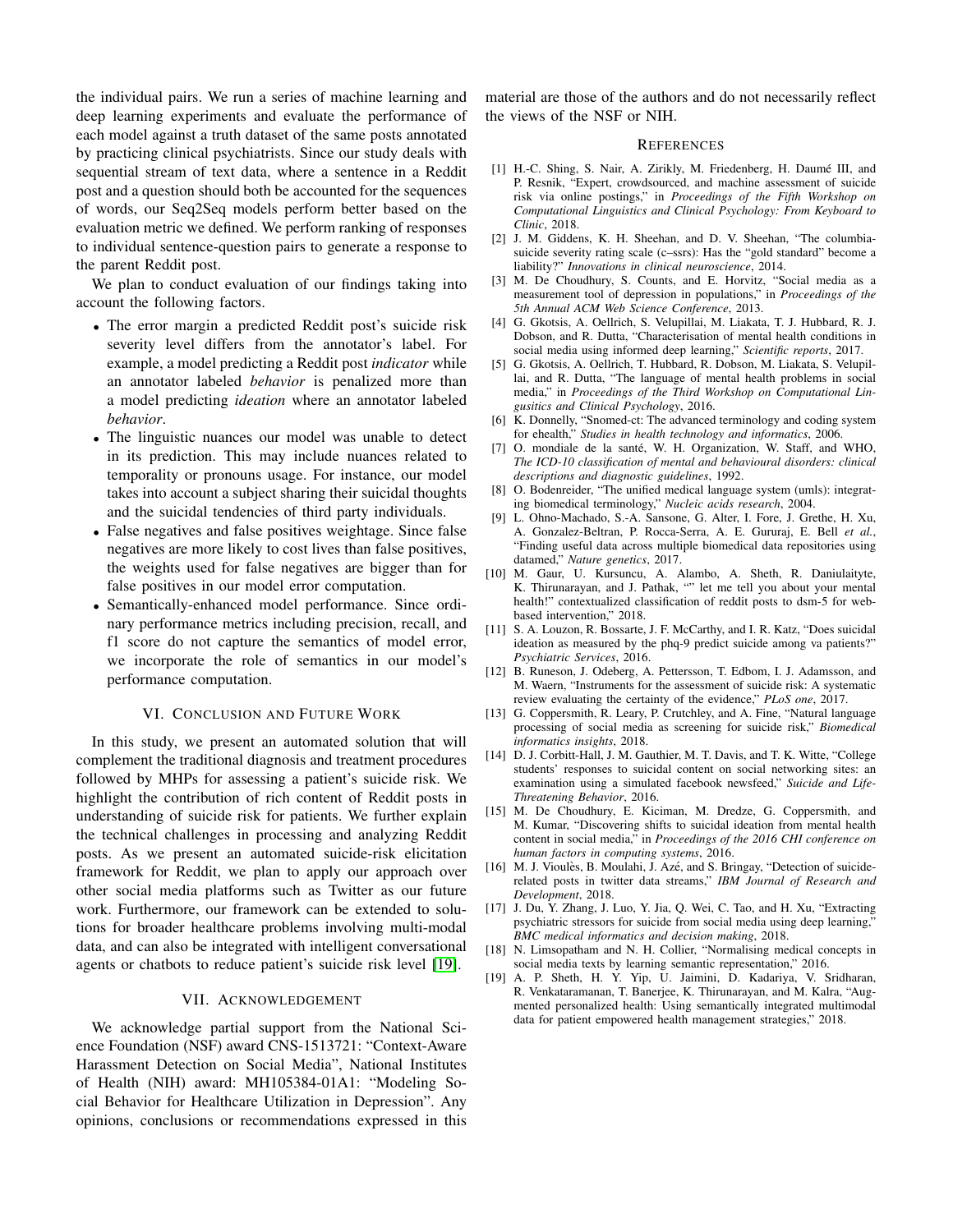the individual pairs. We run a series of machine learning and deep learning experiments and evaluate the performance of each model against a truth dataset of the same posts annotated by practicing clinical psychiatrists. Since our study deals with sequential stream of text data, where a sentence in a Reddit post and a question should both be accounted for the sequences of words, our Seq2Seq models perform better based on the evaluation metric we defined. We perform ranking of responses to individual sentence-question pairs to generate a response to the parent Reddit post.

We plan to conduct evaluation of our findings taking into account the following factors.

- The error margin a predicted Reddit post's suicide risk severity level differs from the annotator's label. For example, a model predicting a Reddit post *indicator* while an annotator labeled *behavior* is penalized more than a model predicting *ideation* where an annotator labeled *behavior*.
- The linguistic nuances our model was unable to detect in its prediction. This may include nuances related to temporality or pronouns usage. For instance, our model takes into account a subject sharing their suicidal thoughts and the suicidal tendencies of third party individuals.
- False negatives and false positives weightage. Since false negatives are more likely to cost lives than false positives, the weights used for false negatives are bigger than for false positives in our model error computation.
- Semantically-enhanced model performance. Since ordinary performance metrics including precision, recall, and f1 score do not capture the semantics of model error, we incorporate the role of semantics in our model's performance computation.

## VI. Conclusion and Future Work

In this study, we present an automated solution that will complement the traditional diagnosis and treatment procedures followed by MHPs for assessing a patient's suicide risk. We highlight the contribution of rich content of Reddit posts in understanding of suicide risk for patients. We further explain the technical challenges in processing and analyzing Reddit posts. As we present an automated suicide-risk elicitation framework for Reddit, we plan to apply our approach over other social media platforms such as Twitter as our future work. Furthermore, our framework can be extended to solutions for broader healthcare problems involving multi-modal data, and can also be integrated with intelligent conversational agents or chatbots to reduce patient's suicide risk level [19].

## VII. Acknowledgement

We acknowledge partial support from the National Science Foundation (NSF) award CNS-1513721: "Context-Aware Harassment Detection on Social Media", National Institutes of Health (NIH) award: MH105384-01A1: "Modeling Social Behavior for Healthcare Utilization in Depression". Any opinions, conclusions or recommendations expressed in this material are those of the authors and do not necessarily reflect the views of the NSF or NIH.

## References

[1] H.-C. Shing, S. Nair, A. Zirikly, M. Friedenberg, H. Daumé III, and P. Resnik, "Expert, crowdsourced, and machine assessment of suicide risk via online postings," in *Proceedings of the Fifth Workshop on Computational Linguistics and Clinical Psychology: From Keyboard to Clinic*, 2018.

[2] J. M. Giddens, K. H. Sheehan, and D. V. Sheehan, "The columbia-suicide severity rating scale (c–ssrs): Has the "gold standard" become a liability?" *Innovations in clinical neuroscience*, 2014.

[3] M. De Choudhury, S. Counts, and E. Horvitz, "Social media as a measurement tool of depression in populations," in *Proceedings of the 5th Annual ACM Web Science Conference*, 2013.

[4] G. Gkotsis, A. Oellrich, S. Velupillai, M. Liakata, T. J. Hubbard, R. J. Dobson, and R. Dutta, "Characterisation of mental health conditions in social media using informed deep learning," *Scientific reports*, 2017.

[5] G. Gkotsis, A. Oellrich, T. Hubbard, R. Dobson, M. Liakata, S. Velupillai, and R. Dutta, "The language of mental health problems in social media," in *Proceedings of the Third Workshop on Computational Lingusitics and Clinical Psychology*, 2016.

[6] K. Donnelly, "Snomed-ct: The advanced terminology and coding system for ehealth," *Studies in health technology and informatics*, 2006.

[7] O. mondiale de la santé, W. H. Organization, W. Staff, and WHO, *The ICD-10 classification of mental and behavioural disorders: clinical descriptions and diagnostic guidelines*, 1992.

[8] O. Bodenreider, "The unified medical language system (umls): integrating biomedical terminology," *Nucleic acids research*, 2004.

[9] L. Ohno-Machado, S.-A. Sansone, G. Alter, I. Fore, J. Grethe, H. Xu, A. Gonzalez-Beltran, P. Rocca-Serra, A. E. Gururaj, E. Bell *et al.*, "Finding useful data across multiple biomedical data repositories using datamed," *Nature genetics*, 2017.

[10] M. Gaur, U. Kursuncu, A. Alambo, A. Sheth, R. Daniulaityte, K. Thirunarayan, and J. Pathak, "" let me tell you about your mental health!" contextualized classification of reddit posts to dsm-5 for web-based intervention," 2018.

[11] S. A. Louzon, R. Bossarte, J. F. McCarthy, and I. R. Katz, "Does suicidal ideation as measured by the phq-9 predict suicide among va patients?" *Psychiatric Services*, 2016.

[12] B. Runeson, J. Odeberg, A. Pettersson, T. Edbom, I. J. Adamsson, and M. Waern, "Instruments for the assessment of suicide risk: A systematic review evaluating the certainty of the evidence," *PLoS one*, 2017.

[13] G. Coppersmith, R. Leary, P. Crutchley, and A. Fine, "Natural language processing of social media as screening for suicide risk," *Biomedical informatics insights*, 2018.

[14] D. J. Corbitt-Hall, J. M. Gauthier, M. T. Davis, and T. K. Witte, "College students' responses to suicidal content on social networking sites: an examination using a simulated facebook newsfeed," *Suicide and Life-Threatening Behavior*, 2016.

[15] M. De Choudhury, E. Kiciman, M. Dredze, G. Coppersmith, and M. Kumar, "Discovering shifts to suicidal ideation from mental health content in social media," in *Proceedings of the 2016 CHI conference on human factors in computing systems*, 2016.

[16] M. J. Vioulès, B. Moulahi, J. Azé, and S. Bringay, "Detection of suicide-related posts in twitter data streams," *IBM Journal of Research and Development*, 2018.

[17] J. Du, Y. Zhang, J. Luo, Y. Jia, Q. Wei, C. Tao, and H. Xu, "Extracting psychiatric stressors for suicide from social media using deep learning," *BMC medical informatics and decision making*, 2018.

[18] N. Limsopatham and N. H. Collier, "Normalising medical concepts in social media texts by learning semantic representation," 2016.

[19] A. P. Sheth, H. Y. Yip, U. Jaimini, D. Kadariya, V. Sridharan, R. Venkataramanan, T. Banerjee, K. Thirunarayan, and M. Kalra, "Augmented personalized health: Using semantically integrated multimodal data for patient empowered health management strategies," 2018.